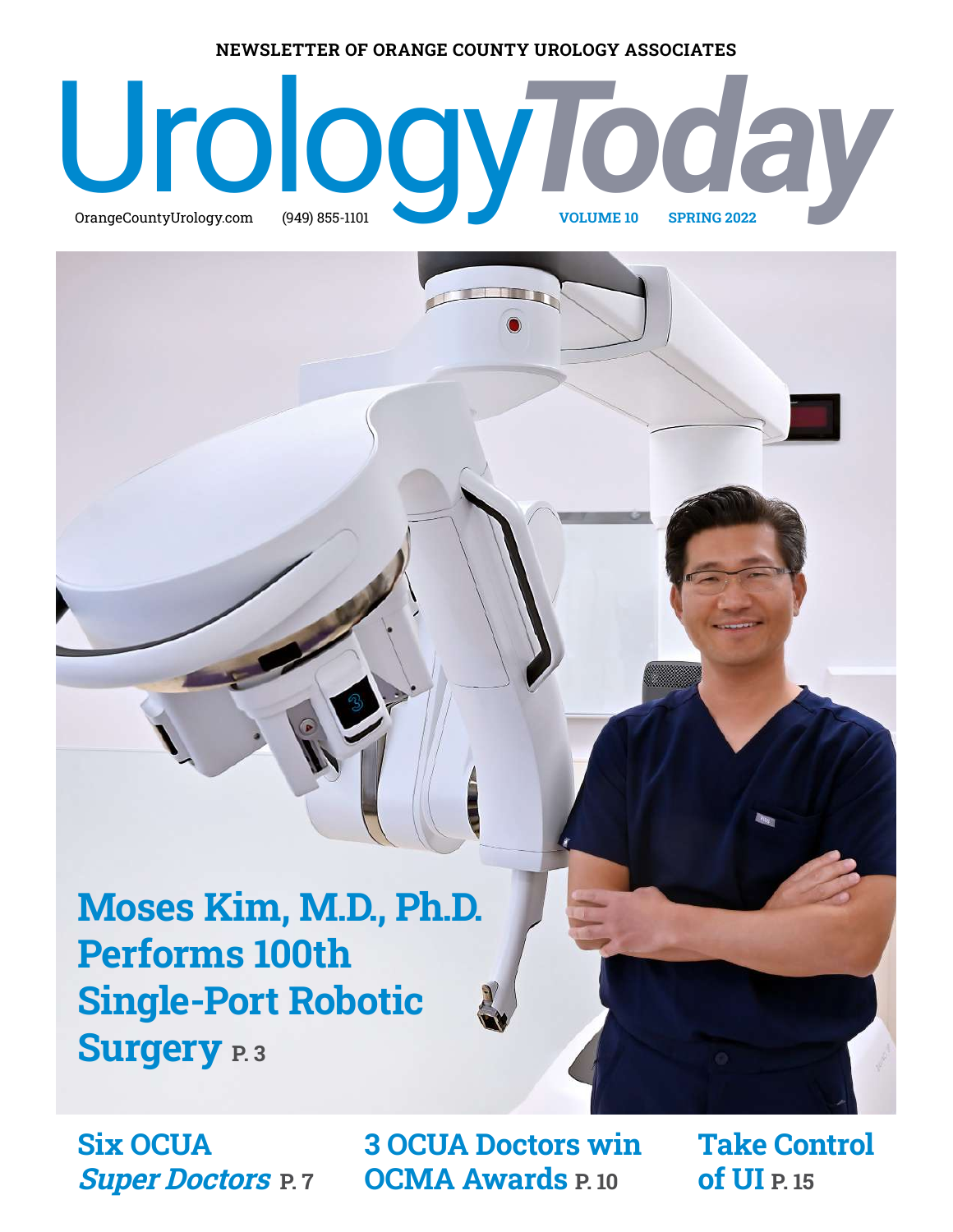NEWSLETTER OF ORANGE COUNTY UROLOGY ASSOCIATES

# Urology*Today*

OrangeCountyUrology.com (949) 855-1101 **VOLUME 10** **SPRING 2022**

## Moses Kim, M.D., Ph.D. Performs 100th Single-Port Robotic Surgery P. 3

**Six OCUA *Super Doctors* P. 7**

**3 OCUA Doctors win OCMA Awards P. 10**

**Take Control of UI P. 15**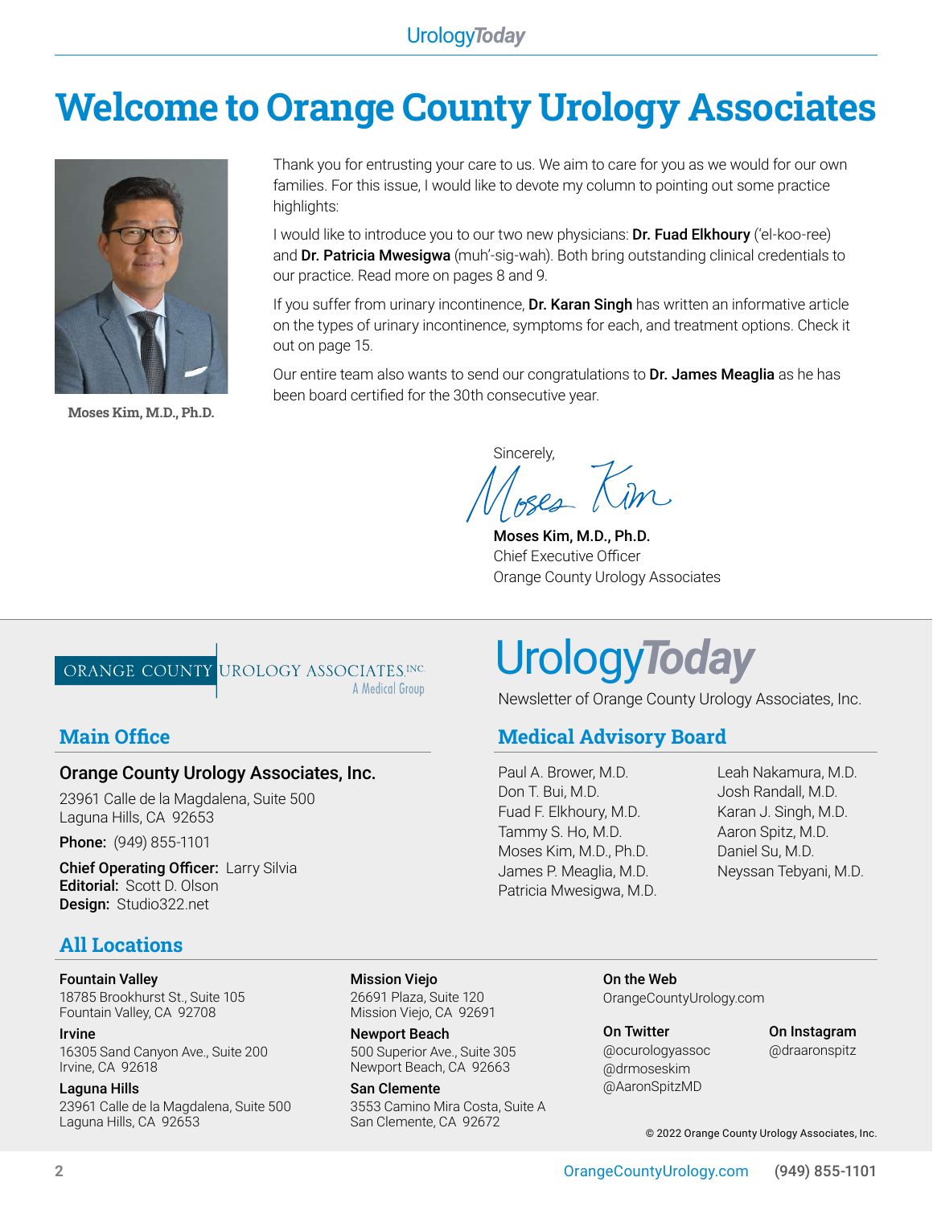# Welcome to Orange County Urology Associates

Moses Kim, M.D., Ph.D.

Thank you for entrusting your care to us. We aim to care for you as we would for our own families. For this issue, I would like to devote my column to pointing out some practice highlights:

I would like to introduce you to our two new physicians: **Dr. Fuad Elkhoury** ('el-koo-ree) and **Dr. Patricia Mwesigwa** (muh'-sig-wah). Both bring outstanding clinical credentials to our practice. Read more on pages 8 and 9.

If you suffer from urinary incontinence, **Dr. Karan Singh** has written an informative article on the types of urinary incontinence, symptoms for each, and treatment options. Check it out on page 15.

Our entire team also wants to send our congratulations to **Dr. James Meaglia** as he has been board certified for the 30th consecutive year.

Sincerely,

Moses Kim

**Moses Kim, M.D., Ph.D.**
Chief Executive Officer
Orange County Urology Associates

---

ORANGE COUNTY UROLOGY ASSOCIATES INC.
A Medical Group

# UrologyToday

Newsletter of Orange County Urology Associates, Inc.

## Main Office

**Orange County Urology Associates, Inc.**

23961 Calle de la Magdalena, Suite 500
Laguna Hills, CA 92653

**Phone:** (949) 855-1101

**Chief Operating Officer:** Larry Silvia
**Editorial:** Scott D. Olson
**Design:** Studio322.net

## Medical Advisory Board

Paul A. Brower, M.D.
Don T. Bui, M.D.
Fuad F. Elkhoury, M.D.
Tammy S. Ho, M.D.
Moses Kim, M.D., Ph.D.
James P. Meaglia, M.D.
Patricia Mwesigwa, M.D.
Leah Nakamura, M.D.
Josh Randall, M.D.
Karan J. Singh, M.D.
Aaron Spitz, M.D.
Daniel Su, M.D.
Neyssan Tebyani, M.D.

## All Locations

**Fountain Valley**
18785 Brookhurst St., Suite 105
Fountain Valley, CA 92708

**Irvine**
16305 Sand Canyon Ave., Suite 200
Irvine, CA 92618

**Laguna Hills**
23961 Calle de la Magdalena, Suite 500
Laguna Hills, CA 92653

**Mission Viejo**
26691 Plaza, Suite 120
Mission Viejo, CA 92691

**Newport Beach**
500 Superior Ave., Suite 305
Newport Beach, CA 92663

**San Clemente**
3553 Camino Mira Costa, Suite A
San Clemente, CA 92672

**On the Web**
OrangeCountyUrology.com

**On Twitter**
@ocurologyassoc
@drmoseskim
@AaronSpitzMD

**On Instagram**
@draaronspitz

© 2022 Orange County Urology Associates, Inc.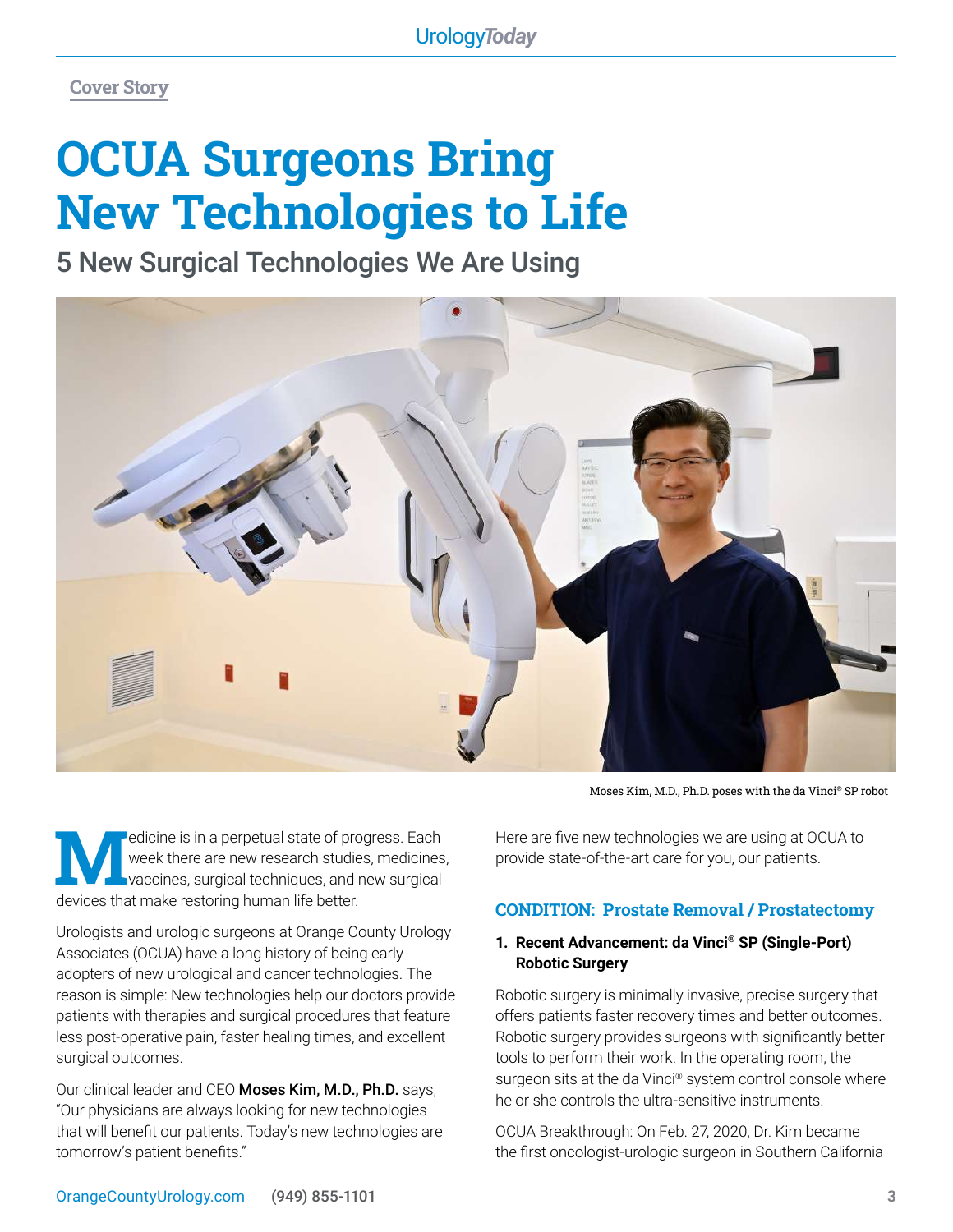Cover Story

# OCUA Surgeons Bring New Technologies to Life

## 5 New Surgical Technologies We Are Using

Moses Kim, M.D., Ph.D. poses with the da Vinci® SP robot

Medicine is in a perpetual state of progress. Each week there are new research studies, medicines, vaccines, surgical techniques, and new surgical devices that make restoring human life better.

Urologists and urologic surgeons at Orange County Urology Associates (OCUA) have a long history of being early adopters of new urological and cancer technologies. The reason is simple: New technologies help our doctors provide patients with therapies and surgical procedures that feature less post-operative pain, faster healing times, and excellent surgical outcomes.

Our clinical leader and CEO **Moses Kim, M.D., Ph.D.** says, "Our physicians are always looking for new technologies that will benefit our patients. Today's new technologies are tomorrow's patient benefits."

Here are five new technologies we are using at OCUA to provide state-of-the-art care for you, our patients.

### CONDITION: Prostate Removal / Prostatectomy

1. **Recent Advancement: da Vinci® SP (Single-Port) Robotic Surgery**

Robotic surgery is minimally invasive, precise surgery that offers patients faster recovery times and better outcomes. Robotic surgery provides surgeons with significantly better tools to perform their work. In the operating room, the surgeon sits at the da Vinci® system control console where he or she controls the ultra-sensitive instruments.

OCUA Breakthrough: On Feb. 27, 2020, Dr. Kim became the first oncologist-urologic surgeon in Southern California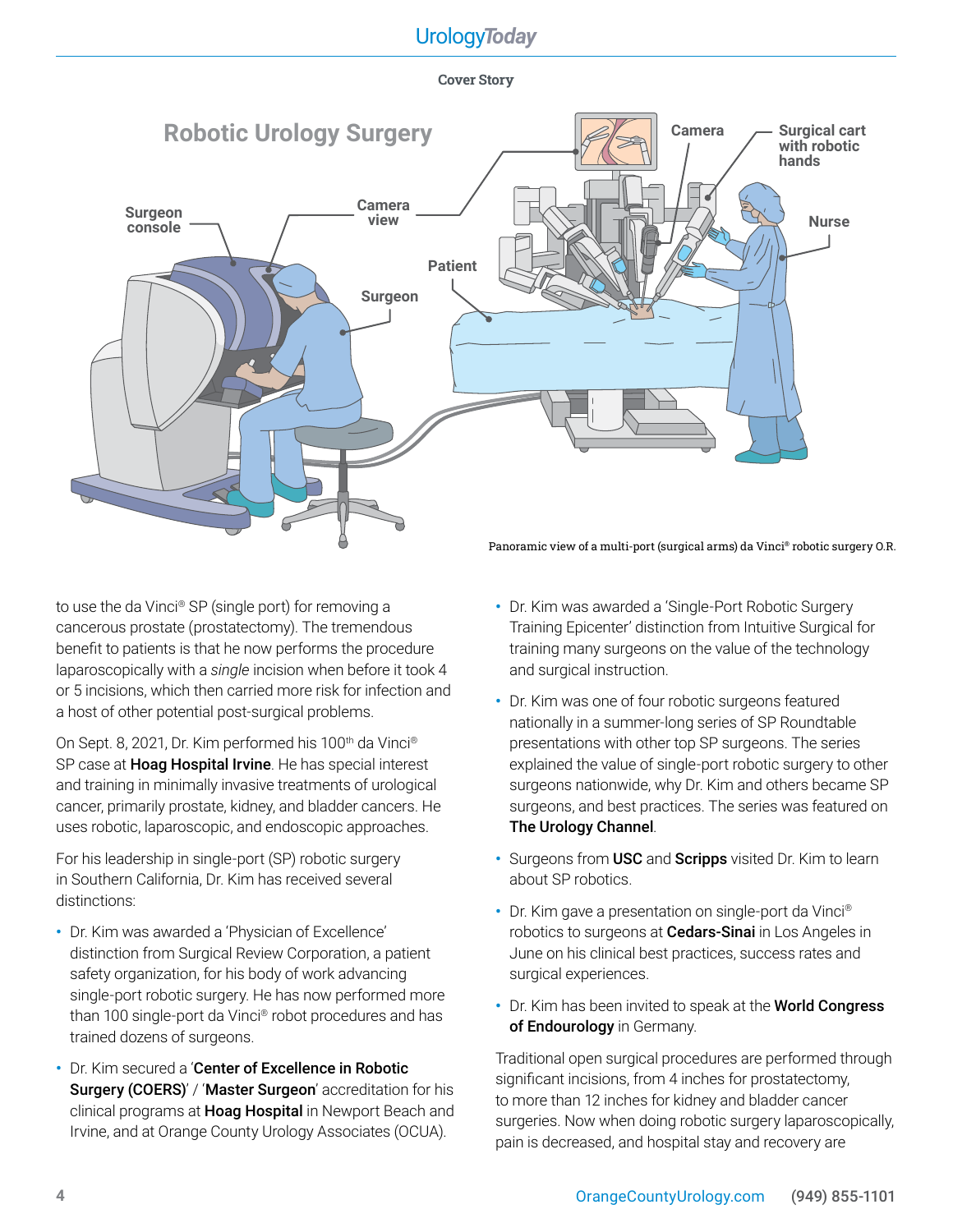Cover Story

## Robotic Urology Surgery

Surgeon console

Camera view

Surgeon

Patient

Camera

Surgical cart with robotic hands

Nurse

Panoramic view of a multi-port (surgical arms) da Vinci® robotic surgery O.R.

to use the da Vinci® SP (single port) for removing a cancerous prostate (prostatectomy). The tremendous benefit to patients is that he now performs the procedure laparoscopically with a *single* incision when before it took 4 or 5 incisions, which then carried more risk for infection and a host of other potential post-surgical problems.

On Sept. 8, 2021, Dr. Kim performed his 100th da Vinci® SP case at **Hoag Hospital Irvine**. He has special interest and training in minimally invasive treatments of urological cancer, primarily prostate, kidney, and bladder cancers. He uses robotic, laparoscopic, and endoscopic approaches.

For his leadership in single-port (SP) robotic surgery in Southern California, Dr. Kim has received several distinctions:

- Dr. Kim was awarded a 'Physician of Excellence' distinction from Surgical Review Corporation, a patient safety organization, for his body of work advancing single-port robotic surgery. He has now performed more than 100 single-port da Vinci® robot procedures and has trained dozens of surgeons.
- Dr. Kim secured a '**Center of Excellence in Robotic Surgery (COERS)**' / '**Master Surgeon**' accreditation for his clinical programs at **Hoag Hospital** in Newport Beach and Irvine, and at Orange County Urology Associates (OCUA).
- Dr. Kim was awarded a 'Single-Port Robotic Surgery Training Epicenter' distinction from Intuitive Surgical for training many surgeons on the value of the technology and surgical instruction.
- Dr. Kim was one of four robotic surgeons featured nationally in a summer-long series of SP Roundtable presentations with other top SP surgeons. The series explained the value of single-port robotic surgery to other surgeons nationwide, why Dr. Kim and others became SP surgeons, and best practices. The series was featured on **The Urology Channel**.
- Surgeons from **USC** and **Scripps** visited Dr. Kim to learn about SP robotics.
- Dr. Kim gave a presentation on single-port da Vinci® robotics to surgeons at **Cedars-Sinai** in Los Angeles in June on his clinical best practices, success rates and surgical experiences.
- Dr. Kim has been invited to speak at the **World Congress of Endourology** in Germany.

Traditional open surgical procedures are performed through significant incisions, from 4 inches for prostatectomy, to more than 12 inches for kidney and bladder cancer surgeries. Now when doing robotic surgery laparoscopically, pain is decreased, and hospital stay and recovery are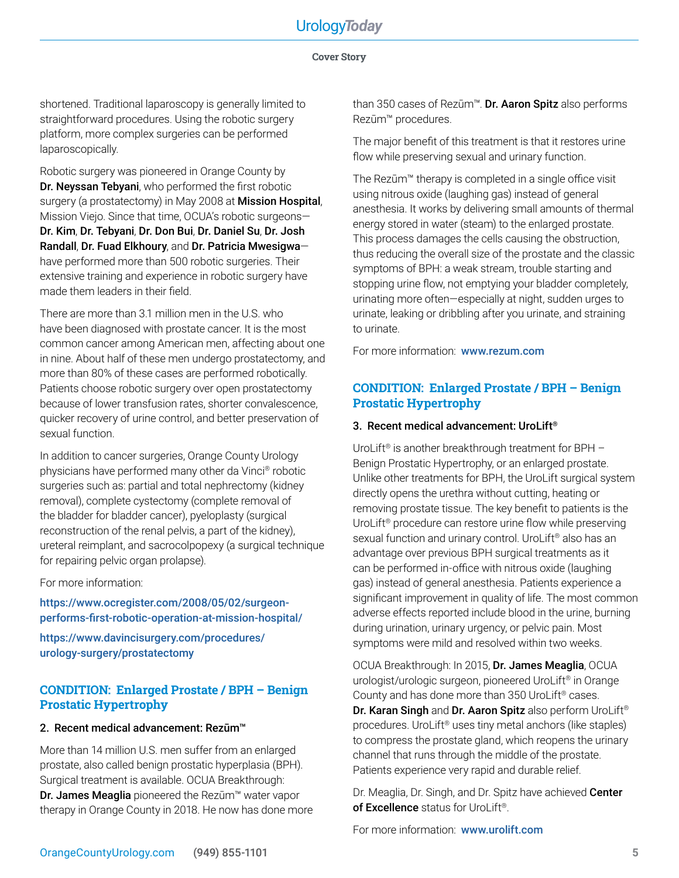shortened. Traditional laparoscopy is generally limited to straightforward procedures. Using the robotic surgery platform, more complex surgeries can be performed laparoscopically.

Robotic surgery was pioneered in Orange County by **Dr. Neyssan Tebyani**, who performed the first robotic surgery (a prostatectomy) in May 2008 at **Mission Hospital**, Mission Viejo. Since that time, OCUA's robotic surgeons—**Dr. Kim**, **Dr. Tebyani**, **Dr. Don Bui**, **Dr. Daniel Su**, **Dr. Josh Randall**, **Dr. Fuad Elkhoury**, and **Dr. Patricia Mwesigwa**—have performed more than 500 robotic surgeries. Their extensive training and experience in robotic surgery have made them leaders in their field.

There are more than 3.1 million men in the U.S. who have been diagnosed with prostate cancer. It is the most common cancer among American men, affecting about one in nine. About half of these men undergo prostatectomy, and more than 80% of these cases are performed robotically. Patients choose robotic surgery over open prostatectomy because of lower transfusion rates, shorter convalescence, quicker recovery of urine control, and better preservation of sexual function.

In addition to cancer surgeries, Orange County Urology physicians have performed many other da Vinci® robotic surgeries such as: partial and total nephrectomy (kidney removal), complete cystectomy (complete removal of the bladder for bladder cancer), pyeloplasty (surgical reconstruction of the renal pelvis, a part of the kidney), ureteral reimplant, and sacrocolpopexy (a surgical technique for repairing pelvic organ prolapse).

For more information:

https://www.ocregister.com/2008/05/02/surgeon-performs-first-robotic-operation-at-mission-hospital/

https://www.davincisurgery.com/procedures/urology-surgery/prostatectomy

## CONDITION: Enlarged Prostate / BPH – Benign Prostatic Hypertrophy

### 2. Recent medical advancement: Rezūm™

More than 14 million U.S. men suffer from an enlarged prostate, also called benign prostatic hyperplasia (BPH). Surgical treatment is available. OCUA Breakthrough: **Dr. James Meaglia** pioneered the Rezūm™ water vapor therapy in Orange County in 2018. He now has done more than 350 cases of Rezūm™. **Dr. Aaron Spitz** also performs Rezūm™ procedures.

The major benefit of this treatment is that it restores urine flow while preserving sexual and urinary function.

The Rezūm™ therapy is completed in a single office visit using nitrous oxide (laughing gas) instead of general anesthesia. It works by delivering small amounts of thermal energy stored in water (steam) to the enlarged prostate. This process damages the cells causing the obstruction, thus reducing the overall size of the prostate and the classic symptoms of BPH: a weak stream, trouble starting and stopping urine flow, not emptying your bladder completely, urinating more often—especially at night, sudden urges to urinate, leaking or dribbling after you urinate, and straining to urinate.

For more information: **www.rezum.com**

## CONDITION: Enlarged Prostate / BPH – Benign Prostatic Hypertrophy

### 3. Recent medical advancement: UroLift®

UroLift® is another breakthrough treatment for BPH – Benign Prostatic Hypertrophy, or an enlarged prostate. Unlike other treatments for BPH, the UroLift surgical system directly opens the urethra without cutting, heating or removing prostate tissue. The key benefit to patients is the UroLift® procedure can restore urine flow while preserving sexual function and urinary control. UroLift® also has an advantage over previous BPH surgical treatments as it can be performed in-office with nitrous oxide (laughing gas) instead of general anesthesia. Patients experience a significant improvement in quality of life. The most common adverse effects reported include blood in the urine, burning during urination, urinary urgency, or pelvic pain. Most symptoms were mild and resolved within two weeks.

OCUA Breakthrough: In 2015, **Dr. James Meaglia**, OCUA urologist/urologic surgeon, pioneered UroLift® in Orange County and has done more than 350 UroLift® cases. **Dr. Karan Singh** and **Dr. Aaron Spitz** also perform UroLift® procedures. UroLift® uses tiny metal anchors (like staples) to compress the prostate gland, which reopens the urinary channel that runs through the middle of the prostate. Patients experience very rapid and durable relief.

Dr. Meaglia, Dr. Singh, and Dr. Spitz have achieved **Center of Excellence** status for UroLift®.

For more information: **www.urolift.com**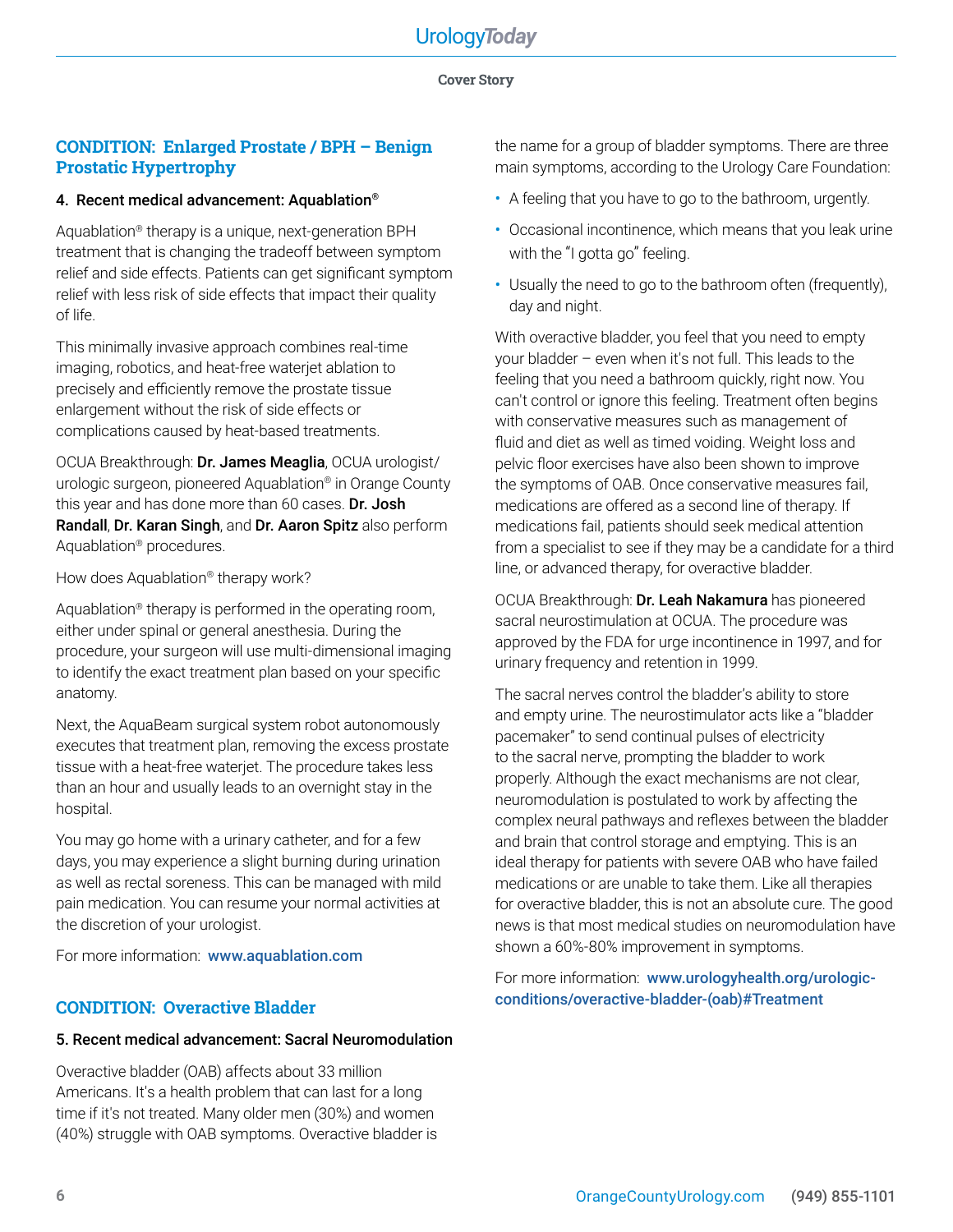## CONDITION: Enlarged Prostate / BPH – Benign Prostatic Hypertrophy

### 4. Recent medical advancement: Aquablation®

Aquablation® therapy is a unique, next-generation BPH treatment that is changing the tradeoff between symptom relief and side effects. Patients can get significant symptom relief with less risk of side effects that impact their quality of life.

This minimally invasive approach combines real-time imaging, robotics, and heat-free waterjet ablation to precisely and efficiently remove the prostate tissue enlargement without the risk of side effects or complications caused by heat-based treatments.

OCUA Breakthrough: **Dr. James Meaglia**, OCUA urologist/urologic surgeon, pioneered Aquablation® in Orange County this year and has done more than 60 cases. **Dr. Josh Randall**, **Dr. Karan Singh**, and **Dr. Aaron Spitz** also perform Aquablation® procedures.

How does Aquablation® therapy work?

Aquablation® therapy is performed in the operating room, either under spinal or general anesthesia. During the procedure, your surgeon will use multi-dimensional imaging to identify the exact treatment plan based on your specific anatomy.

Next, the AquaBeam surgical system robot autonomously executes that treatment plan, removing the excess prostate tissue with a heat-free waterjet. The procedure takes less than an hour and usually leads to an overnight stay in the hospital.

You may go home with a urinary catheter, and for a few days, you may experience a slight burning during urination as well as rectal soreness. This can be managed with mild pain medication. You can resume your normal activities at the discretion of your urologist.

For more information: www.aquablation.com

## CONDITION: Overactive Bladder

### 5. Recent medical advancement: Sacral Neuromodulation

Overactive bladder (OAB) affects about 33 million Americans. It's a health problem that can last for a long time if it's not treated. Many older men (30%) and women (40%) struggle with OAB symptoms. Overactive bladder is the name for a group of bladder symptoms. There are three main symptoms, according to the Urology Care Foundation:

- A feeling that you have to go to the bathroom, urgently.
- Occasional incontinence, which means that you leak urine with the "I gotta go" feeling.
- Usually the need to go to the bathroom often (frequently), day and night.

With overactive bladder, you feel that you need to empty your bladder – even when it's not full. This leads to the feeling that you need a bathroom quickly, right now. You can't control or ignore this feeling. Treatment often begins with conservative measures such as management of fluid and diet as well as timed voiding. Weight loss and pelvic floor exercises have also been shown to improve the symptoms of OAB. Once conservative measures fail, medications are offered as a second line of therapy. If medications fail, patients should seek medical attention from a specialist to see if they may be a candidate for a third line, or advanced therapy, for overactive bladder.

OCUA Breakthrough: **Dr. Leah Nakamura** has pioneered sacral neurostimulation at OCUA. The procedure was approved by the FDA for urge incontinence in 1997, and for urinary frequency and retention in 1999.

The sacral nerves control the bladder's ability to store and empty urine. The neurostimulator acts like a "bladder pacemaker" to send continual pulses of electricity to the sacral nerve, prompting the bladder to work properly. Although the exact mechanisms are not clear, neuromodulation is postulated to work by affecting the complex neural pathways and reflexes between the bladder and brain that control storage and emptying. This is an ideal therapy for patients with severe OAB who have failed medications or are unable to take them. Like all therapies for overactive bladder, this is not an absolute cure. The good news is that most medical studies on neuromodulation have shown a 60%-80% improvement in symptoms.

For more information: www.urologyhealth.org/urologic-conditions/overactive-bladder-(oab)#Treatment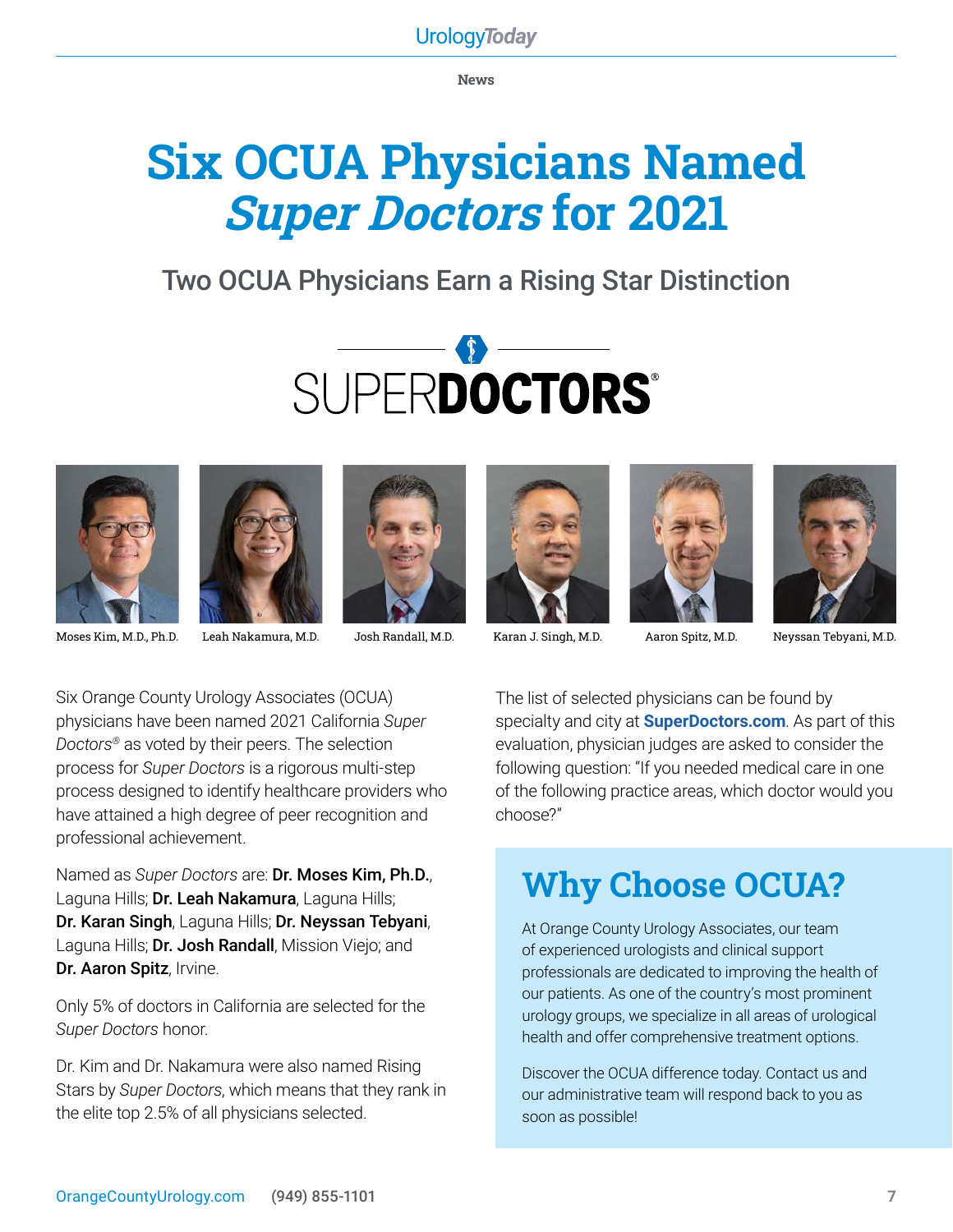News

# Six OCUA Physicians Named *Super Doctors* for 2021

## Two OCUA Physicians Earn a Rising Star Distinction

SUPER**DOCTORS**®

Moses Kim, M.D., Ph.D. | Leah Nakamura, M.D. | Josh Randall, M.D. | Karan J. Singh, M.D. | Aaron Spitz, M.D. | Neyssan Tebyani, M.D.

Six Orange County Urology Associates (OCUA) physicians have been named 2021 California *Super Doctors*® as voted by their peers. The selection process for *Super Doctors* is a rigorous multi-step process designed to identify healthcare providers who have attained a high degree of peer recognition and professional achievement.

Named as *Super Doctors* are: **Dr. Moses Kim, Ph.D.**, Laguna Hills; **Dr. Leah Nakamura**, Laguna Hills; **Dr. Karan Singh**, Laguna Hills; **Dr. Neyssan Tebyani**, Laguna Hills; **Dr. Josh Randall**, Mission Viejo; and **Dr. Aaron Spitz**, Irvine.

Only 5% of doctors in California are selected for the *Super Doctors* honor.

Dr. Kim and Dr. Nakamura were also named Rising Stars by *Super Doctors*, which means that they rank in the elite top 2.5% of all physicians selected.

The list of selected physicians can be found by specialty and city at **SuperDoctors.com**. As part of this evaluation, physician judges are asked to consider the following question: "If you needed medical care in one of the following practice areas, which doctor would you choose?"

## Why Choose OCUA?

At Orange County Urology Associates, our team of experienced urologists and clinical support professionals are dedicated to improving the health of our patients. As one of the country's most prominent urology groups, we specialize in all areas of urological health and offer comprehensive treatment options.

Discover the OCUA difference today. Contact us and our administrative team will respond back to you as soon as possible!

OrangeCountyUrology.com (949) 855-1101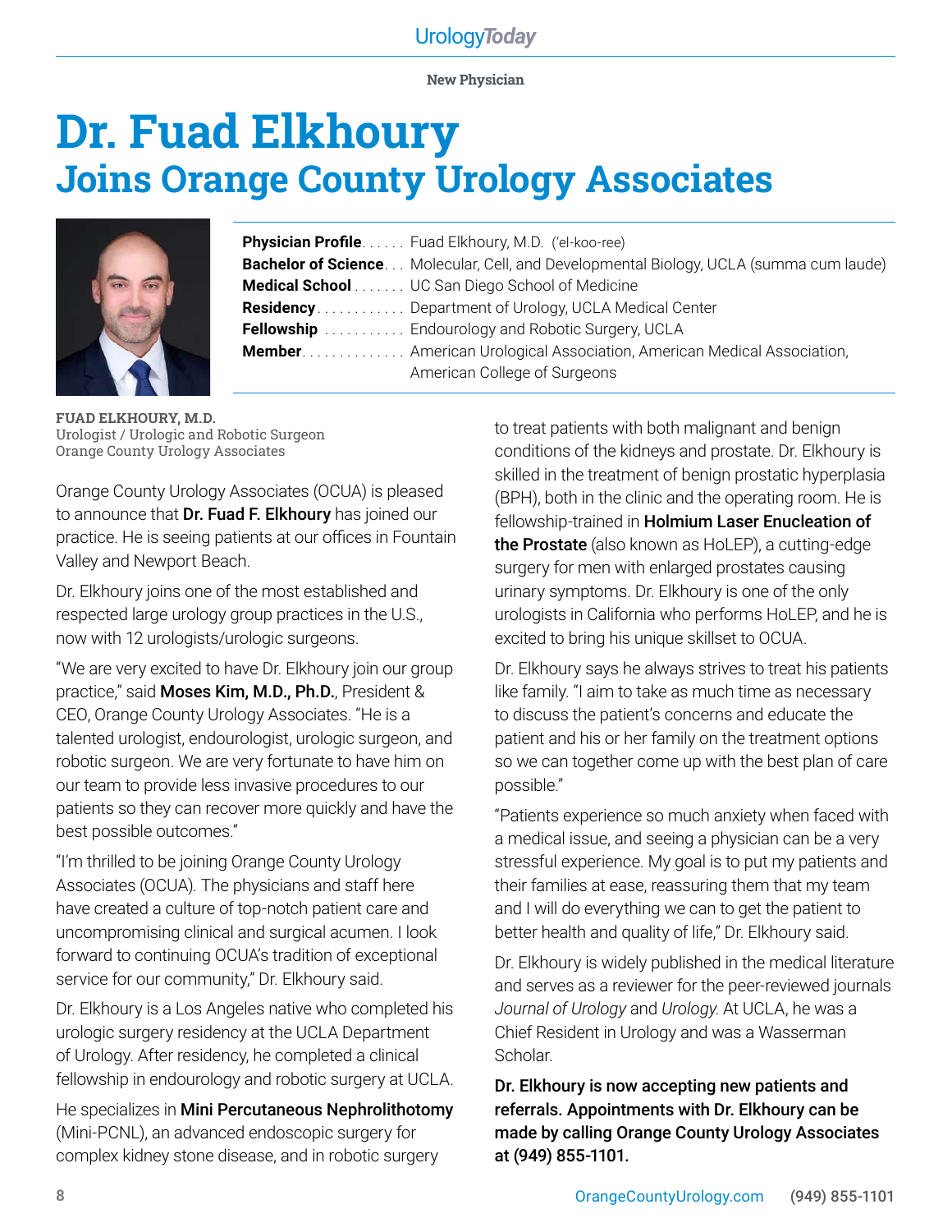New Physician

# Dr. Fuad Elkhoury
## Joins Orange County Urology Associates

| | |
|---|---|
| **Physician Profile** | Fuad Elkhoury, M.D. ('el-koo-ree) |
| **Bachelor of Science** | Molecular, Cell, and Developmental Biology, UCLA (summa cum laude) |
| **Medical School** | UC San Diego School of Medicine |
| **Residency** | Department of Urology, UCLA Medical Center |
| **Fellowship** | Endourology and Robotic Surgery, UCLA |
| **Member** | American Urological Association, American Medical Association, American College of Surgeons |

**FUAD ELKHOURY, M.D.**
Urologist / Urologic and Robotic Surgeon
Orange County Urology Associates

Orange County Urology Associates (OCUA) is pleased to announce that **Dr. Fuad F. Elkhoury** has joined our practice. He is seeing patients at our offices in Fountain Valley and Newport Beach.

Dr. Elkhoury joins one of the most established and respected large urology group practices in the U.S., now with 12 urologists/urologic surgeons.

"We are very excited to have Dr. Elkhoury join our group practice," said **Moses Kim, M.D., Ph.D.**, President & CEO, Orange County Urology Associates. "He is a talented urologist, endourologist, urologic surgeon, and robotic surgeon. We are very fortunate to have him on our team to provide less invasive procedures to our patients so they can recover more quickly and have the best possible outcomes."

"I'm thrilled to be joining Orange County Urology Associates (OCUA). The physicians and staff here have created a culture of top-notch patient care and uncompromising clinical and surgical acumen. I look forward to continuing OCUA's tradition of exceptional service for our community," Dr. Elkhoury said.

Dr. Elkhoury is a Los Angeles native who completed his urologic surgery residency at the UCLA Department of Urology. After residency, he completed a clinical fellowship in endourology and robotic surgery at UCLA.

He specializes in **Mini Percutaneous Nephrolithotomy** (Mini-PCNL), an advanced endoscopic surgery for complex kidney stone disease, and in robotic surgery to treat patients with both malignant and benign conditions of the kidneys and prostate. Dr. Elkhoury is skilled in the treatment of benign prostatic hyperplasia (BPH), both in the clinic and the operating room. He is fellowship-trained in **Holmium Laser Enucleation of the Prostate** (also known as HoLEP), a cutting-edge surgery for men with enlarged prostates causing urinary symptoms. Dr. Elkhoury is one of the only urologists in California who performs HoLEP, and he is excited to bring his unique skillset to OCUA.

Dr. Elkhoury says he always strives to treat his patients like family. "I aim to take as much time as necessary to discuss the patient's concerns and educate the patient and his or her family on the treatment options so we can together come up with the best plan of care possible."

"Patients experience so much anxiety when faced with a medical issue, and seeing a physician can be a very stressful experience. My goal is to put my patients and their families at ease, reassuring them that my team and I will do everything we can to get the patient to better health and quality of life," Dr. Elkhoury said.

Dr. Elkhoury is widely published in the medical literature and serves as a reviewer for the peer-reviewed journals *Journal of Urology* and *Urology.* At UCLA, he was a Chief Resident in Urology and was a Wasserman Scholar.

**Dr. Elkhoury is now accepting new patients and referrals. Appointments with Dr. Elkhoury can be made by calling Orange County Urology Associates at (949) 855-1101.**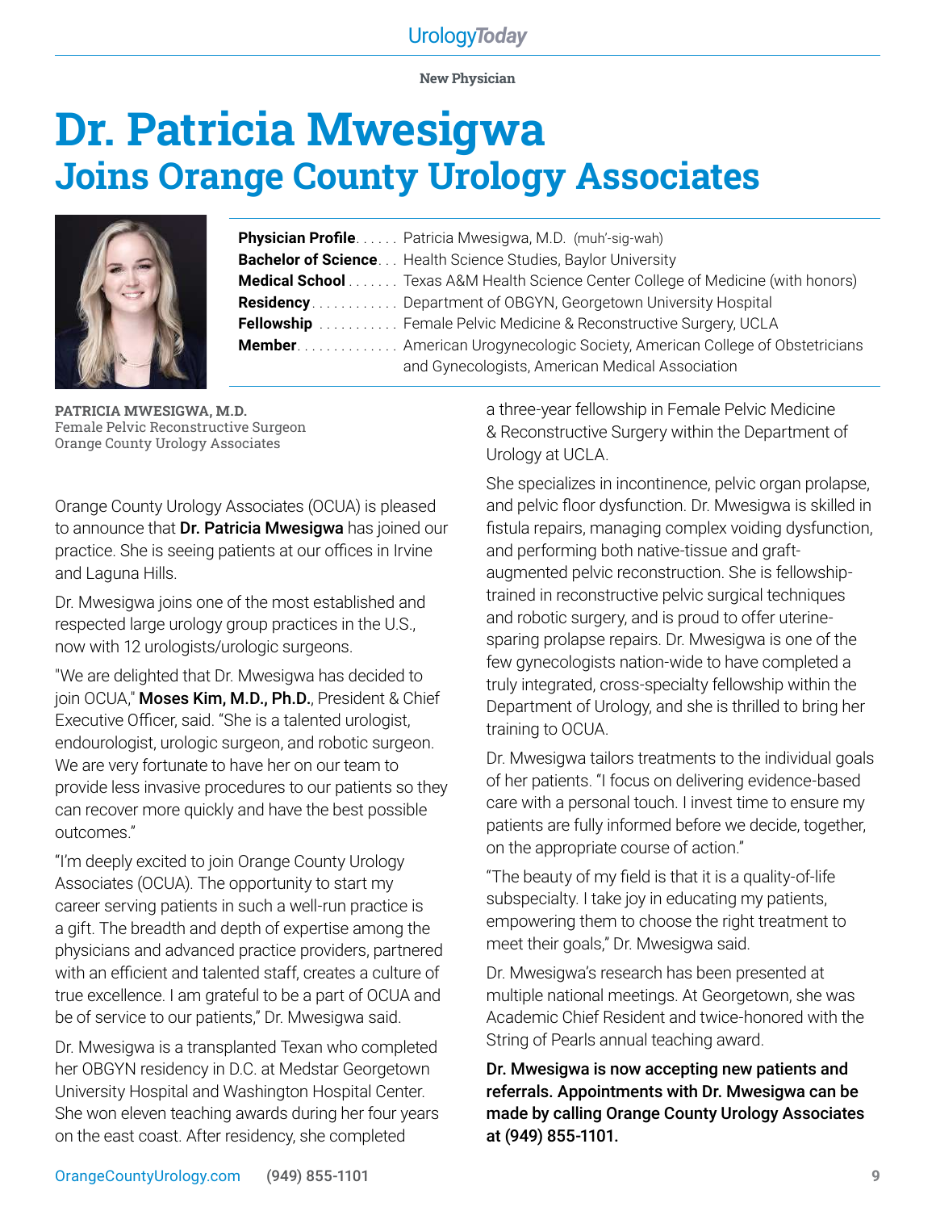New Physician

# Dr. Patricia Mwesigwa
## Joins Orange County Urology Associates

| | |
|---|---|
| **Physician Profile** | Patricia Mwesigwa, M.D. (muh'-sig-wah) |
| **Bachelor of Science** | Health Science Studies, Baylor University |
| **Medical School** | Texas A&M Health Science Center College of Medicine (with honors) |
| **Residency** | Department of OBGYN, Georgetown University Hospital |
| **Fellowship** | Female Pelvic Medicine & Reconstructive Surgery, UCLA |
| **Member** | American Urogynecologic Society, American College of Obstetricians and Gynecologists, American Medical Association |

PATRICIA MWESIGWA, M.D.
Female Pelvic Reconstructive Surgeon
Orange County Urology Associates

Orange County Urology Associates (OCUA) is pleased to announce that **Dr. Patricia Mwesigwa** has joined our practice. She is seeing patients at our offices in Irvine and Laguna Hills.

Dr. Mwesigwa joins one of the most established and respected large urology group practices in the U.S., now with 12 urologists/urologic surgeons.

"We are delighted that Dr. Mwesigwa has decided to join OCUA," **Moses Kim, M.D., Ph.D.**, President & Chief Executive Officer, said. "She is a talented urologist, endourologist, urologic surgeon, and robotic surgeon. We are very fortunate to have her on our team to provide less invasive procedures to our patients so they can recover more quickly and have the best possible outcomes."

"I'm deeply excited to join Orange County Urology Associates (OCUA). The opportunity to start my career serving patients in such a well-run practice is a gift. The breadth and depth of expertise among the physicians and advanced practice providers, partnered with an efficient and talented staff, creates a culture of true excellence. I am grateful to be a part of OCUA and be of service to our patients," Dr. Mwesigwa said.

Dr. Mwesigwa is a transplanted Texan who completed her OBGYN residency in D.C. at Medstar Georgetown University Hospital and Washington Hospital Center. She won eleven teaching awards during her four years on the east coast. After residency, she completed a three-year fellowship in Female Pelvic Medicine & Reconstructive Surgery within the Department of Urology at UCLA.

She specializes in incontinence, pelvic organ prolapse, and pelvic floor dysfunction. Dr. Mwesigwa is skilled in fistula repairs, managing complex voiding dysfunction, and performing both native-tissue and graft-augmented pelvic reconstruction. She is fellowship-trained in reconstructive pelvic surgical techniques and robotic surgery, and is proud to offer uterine-sparing prolapse repairs. Dr. Mwesigwa is one of the few gynecologists nation-wide to have completed a truly integrated, cross-specialty fellowship within the Department of Urology, and she is thrilled to bring her training to OCUA.

Dr. Mwesigwa tailors treatments to the individual goals of her patients. "I focus on delivering evidence-based care with a personal touch. I invest time to ensure my patients are fully informed before we decide, together, on the appropriate course of action."

"The beauty of my field is that it is a quality-of-life subspecialty. I take joy in educating my patients, empowering them to choose the right treatment to meet their goals," Dr. Mwesigwa said.

Dr. Mwesigwa's research has been presented at multiple national meetings. At Georgetown, she was Academic Chief Resident and twice-honored with the String of Pearls annual teaching award.

**Dr. Mwesigwa is now accepting new patients and referrals. Appointments with Dr. Mwesigwa can be made by calling Orange County Urology Associates at (949) 855-1101.**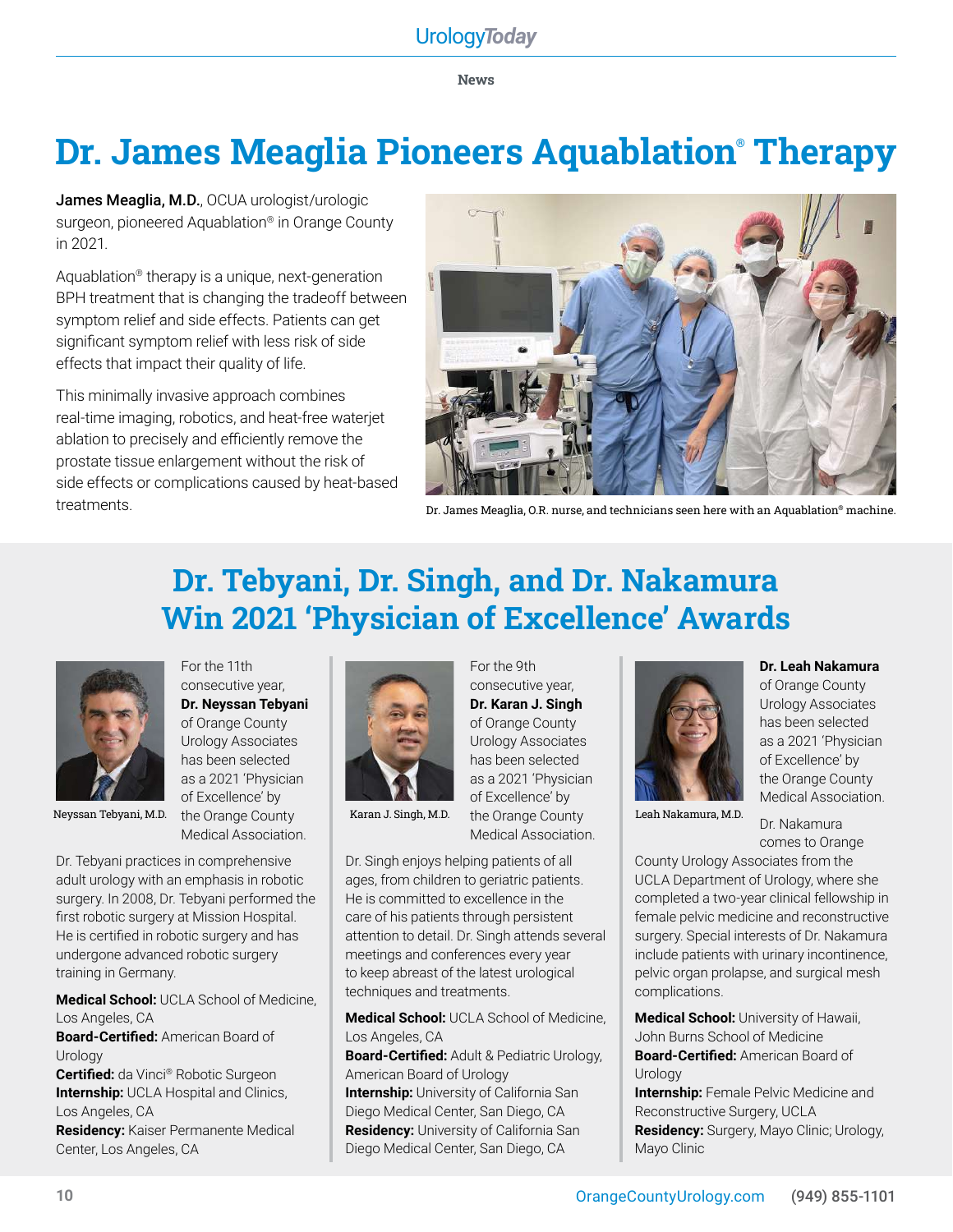News

# Dr. James Meaglia Pioneers Aquablation® Therapy

**James Meaglia, M.D.**, OCUA urologist/urologic surgeon, pioneered Aquablation® in Orange County in 2021.

Aquablation® therapy is a unique, next-generation BPH treatment that is changing the tradeoff between symptom relief and side effects. Patients can get significant symptom relief with less risk of side effects that impact their quality of life.

This minimally invasive approach combines real-time imaging, robotics, and heat-free waterjet ablation to precisely and efficiently remove the prostate tissue enlargement without the risk of side effects or complications caused by heat-based treatments.

Dr. James Meaglia, O.R. nurse, and technicians seen here with an Aquablation® machine.

# Dr. Tebyani, Dr. Singh, and Dr. Nakamura Win 2021 'Physician of Excellence' Awards

Neyssan Tebyani, M.D.

For the 11th consecutive year, **Dr. Neyssan Tebyani** of Orange County Urology Associates has been selected as a 2021 'Physician of Excellence' by the Orange County Medical Association.

Dr. Tebyani practices in comprehensive adult urology with an emphasis in robotic surgery. In 2008, Dr. Tebyani performed the first robotic surgery at Mission Hospital. He is certified in robotic surgery and has undergone advanced robotic surgery training in Germany.

**Medical School:** UCLA School of Medicine, Los Angeles, CA
**Board-Certified:** American Board of Urology
**Certified:** da Vinci® Robotic Surgeon
**Internship:** UCLA Hospital and Clinics, Los Angeles, CA
**Residency:** Kaiser Permanente Medical Center, Los Angeles, CA

Karan J. Singh, M.D.

For the 9th consecutive year, **Dr. Karan J. Singh** of Orange County Urology Associates has been selected as a 2021 'Physician of Excellence' by the Orange County Medical Association.

Dr. Singh enjoys helping patients of all ages, from children to geriatric patients. He is committed to excellence in the care of his patients through persistent attention to detail. Dr. Singh attends several meetings and conferences every year to keep abreast of the latest urological techniques and treatments.

**Medical School:** UCLA School of Medicine, Los Angeles, CA
**Board-Certified:** Adult & Pediatric Urology, American Board of Urology
**Internship:** University of California San Diego Medical Center, San Diego, CA
**Residency:** University of California San Diego Medical Center, San Diego, CA

Leah Nakamura, M.D.

**Dr. Leah Nakamura** of Orange County Urology Associates has been selected as a 2021 'Physician of Excellence' by the Orange County Medical Association.

Dr. Nakamura comes to Orange County Urology Associates from the UCLA Department of Urology, where she completed a two-year clinical fellowship in female pelvic medicine and reconstructive surgery. Special interests of Dr. Nakamura include patients with urinary incontinence, pelvic organ prolapse, and surgical mesh complications.

**Medical School:** University of Hawaii, John Burns School of Medicine
**Board-Certified:** American Board of Urology
**Internship:** Female Pelvic Medicine and Reconstructive Surgery, UCLA
**Residency:** Surgery, Mayo Clinic; Urology, Mayo Clinic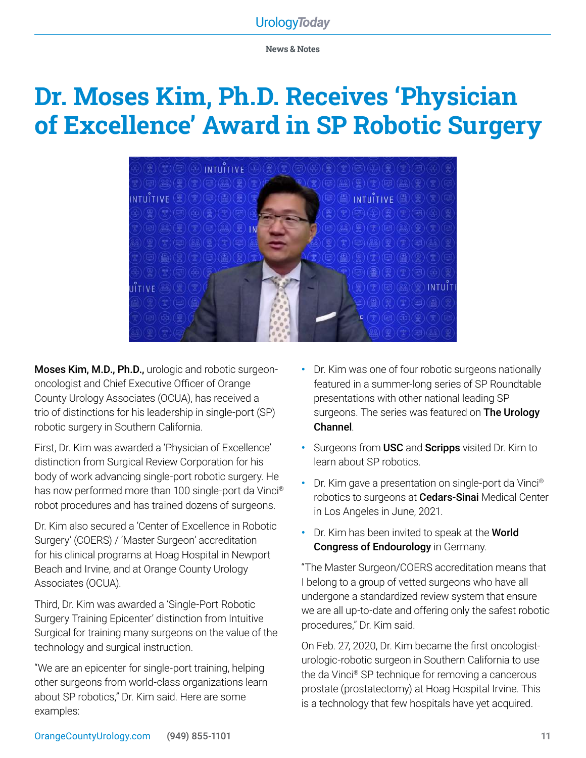News & Notes

# Dr. Moses Kim, Ph.D. Receives 'Physician of Excellence' Award in SP Robotic Surgery

**Moses Kim, M.D., Ph.D.,** urologic and robotic surgeon-oncologist and Chief Executive Officer of Orange County Urology Associates (OCUA), has received a trio of distinctions for his leadership in single-port (SP) robotic surgery in Southern California.

First, Dr. Kim was awarded a 'Physician of Excellence' distinction from Surgical Review Corporation for his body of work advancing single-port robotic surgery. He has now performed more than 100 single-port da Vinci® robot procedures and has trained dozens of surgeons.

Dr. Kim also secured a 'Center of Excellence in Robotic Surgery' (COERS) / 'Master Surgeon' accreditation for his clinical programs at Hoag Hospital in Newport Beach and Irvine, and at Orange County Urology Associates (OCUA).

Third, Dr. Kim was awarded a 'Single-Port Robotic Surgery Training Epicenter' distinction from Intuitive Surgical for training many surgeons on the value of the technology and surgical instruction.

"We are an epicenter for single-port training, helping other surgeons from world-class organizations learn about SP robotics," Dr. Kim said. Here are some examples:

- Dr. Kim was one of four robotic surgeons nationally featured in a summer-long series of SP Roundtable presentations with other national leading SP surgeons. The series was featured on **The Urology Channel**.
- Surgeons from **USC** and **Scripps** visited Dr. Kim to learn about SP robotics.
- Dr. Kim gave a presentation on single-port da Vinci® robotics to surgeons at **Cedars-Sinai** Medical Center in Los Angeles in June, 2021.
- Dr. Kim has been invited to speak at the **World Congress of Endourology** in Germany.

"The Master Surgeon/COERS accreditation means that I belong to a group of vetted surgeons who have all undergone a standardized review system that ensure we are all up-to-date and offering only the safest robotic procedures," Dr. Kim said.

On Feb. 27, 2020, Dr. Kim became the first oncologist-urologic-robotic surgeon in Southern California to use the da Vinci® SP technique for removing a cancerous prostate (prostatectomy) at Hoag Hospital Irvine. This is a technology that few hospitals have yet acquired.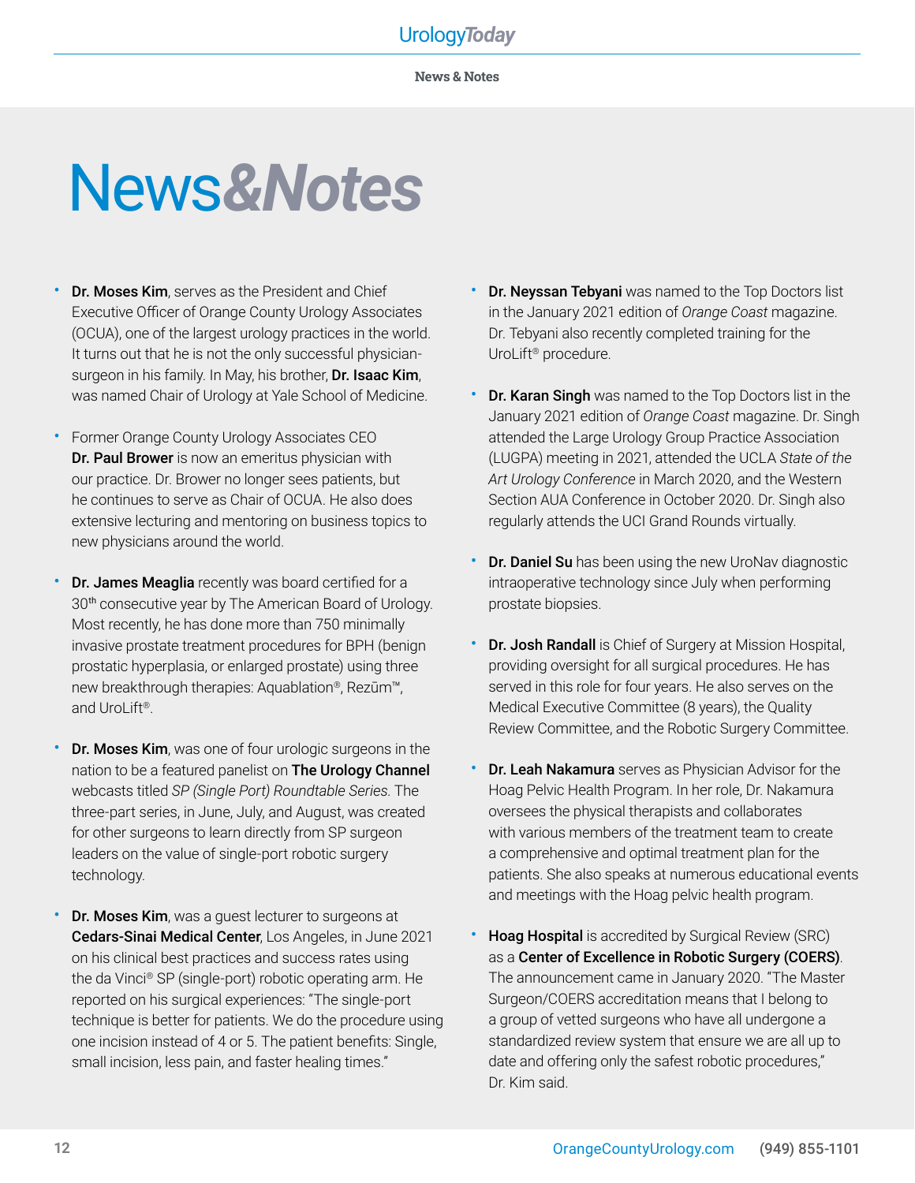# News&Notes

- **Dr. Moses Kim**, serves as the President and Chief Executive Officer of Orange County Urology Associates (OCUA), one of the largest urology practices in the world. It turns out that he is not the only successful physician-surgeon in his family. In May, his brother, **Dr. Isaac Kim**, was named Chair of Urology at Yale School of Medicine.

- Former Orange County Urology Associates CEO **Dr. Paul Brower** is now an emeritus physician with our practice. Dr. Brower no longer sees patients, but he continues to serve as Chair of OCUA. He also does extensive lecturing and mentoring on business topics to new physicians around the world.

- **Dr. James Meaglia** recently was board certified for a 30th consecutive year by The American Board of Urology. Most recently, he has done more than 750 minimally invasive prostate treatment procedures for BPH (benign prostatic hyperplasia, or enlarged prostate) using three new breakthrough therapies: Aquablation®, Rezūm™, and UroLift®.

- **Dr. Moses Kim**, was one of four urologic surgeons in the nation to be a featured panelist on **The Urology Channel** webcasts titled *SP (Single Port) Roundtable Series.* The three-part series, in June, July, and August, was created for other surgeons to learn directly from SP surgeon leaders on the value of single-port robotic surgery technology.

- **Dr. Moses Kim**, was a guest lecturer to surgeons at **Cedars-Sinai Medical Center**, Los Angeles, in June 2021 on his clinical best practices and success rates using the da Vinci® SP (single-port) robotic operating arm. He reported on his surgical experiences: "The single-port technique is better for patients. We do the procedure using one incision instead of 4 or 5. The patient benefits: Single, small incision, less pain, and faster healing times."

- **Dr. Neyssan Tebyani** was named to the Top Doctors list in the January 2021 edition of *Orange Coast* magazine. Dr. Tebyani also recently completed training for the UroLift® procedure.

- **Dr. Karan Singh** was named to the Top Doctors list in the January 2021 edition of *Orange Coast* magazine. Dr. Singh attended the Large Urology Group Practice Association (LUGPA) meeting in 2021, attended the UCLA *State of the Art Urology Conference* in March 2020, and the Western Section AUA Conference in October 2020. Dr. Singh also regularly attends the UCI Grand Rounds virtually.

- **Dr. Daniel Su** has been using the new UroNav diagnostic intraoperative technology since July when performing prostate biopsies.

- **Dr. Josh Randall** is Chief of Surgery at Mission Hospital, providing oversight for all surgical procedures. He has served in this role for four years. He also serves on the Medical Executive Committee (8 years), the Quality Review Committee, and the Robotic Surgery Committee.

- **Dr. Leah Nakamura** serves as Physician Advisor for the Hoag Pelvic Health Program. In her role, Dr. Nakamura oversees the physical therapists and collaborates with various members of the treatment team to create a comprehensive and optimal treatment plan for the patients. She also speaks at numerous educational events and meetings with the Hoag pelvic health program.

- **Hoag Hospital** is accredited by Surgical Review (SRC) as a **Center of Excellence in Robotic Surgery (COERS)**. The announcement came in January 2020. "The Master Surgeon/COERS accreditation means that I belong to a group of vetted surgeons who have all undergone a standardized review system that ensure we are all up to date and offering only the safest robotic procedures," Dr. Kim said.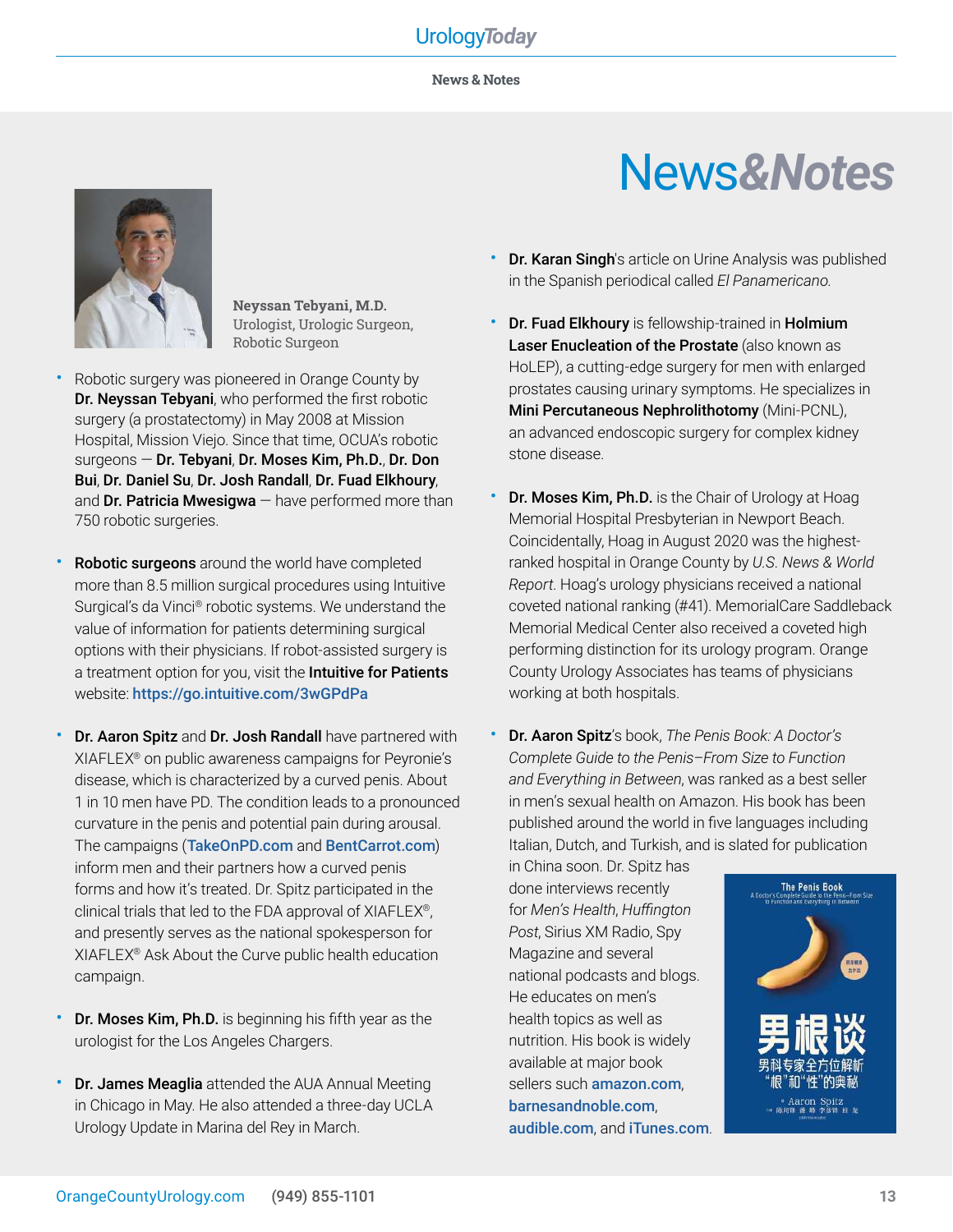# News&Notes

**Neyssan Tebyani, M.D.**
Urologist, Urologic Surgeon,
Robotic Surgeon

- Robotic surgery was pioneered in Orange County by **Dr. Neyssan Tebyani**, who performed the first robotic surgery (a prostatectomy) in May 2008 at Mission Hospital, Mission Viejo. Since that time, OCUA's robotic surgeons — **Dr. Tebyani**, **Dr. Moses Kim, Ph.D.**, **Dr. Don Bui**, **Dr. Daniel Su**, **Dr. Josh Randall**, **Dr. Fuad Elkhoury**, and **Dr. Patricia Mwesigwa** — have performed more than 750 robotic surgeries.

- **Robotic surgeons** around the world have completed more than 8.5 million surgical procedures using Intuitive Surgical's da Vinci® robotic systems. We understand the value of information for patients determining surgical options with their physicians. If robot-assisted surgery is a treatment option for you, visit the **Intuitive for Patients** website: https://go.intuitive.com/3wGPdPa

- **Dr. Aaron Spitz** and **Dr. Josh Randall** have partnered with XIAFLEX® on public awareness campaigns for Peyronie's disease, which is characterized by a curved penis. About 1 in 10 men have PD. The condition leads to a pronounced curvature in the penis and potential pain during arousal. The campaigns (TakeOnPD.com and BentCarrot.com) inform men and their partners how a curved penis forms and how it's treated. Dr. Spitz participated in the clinical trials that led to the FDA approval of XIAFLEX®, and presently serves as the national spokesperson for XIAFLEX® Ask About the Curve public health education campaign.

- **Dr. Moses Kim, Ph.D.** is beginning his fifth year as the urologist for the Los Angeles Chargers.

- **Dr. James Meaglia** attended the AUA Annual Meeting in Chicago in May. He also attended a three-day UCLA Urology Update in Marina del Rey in March.

- **Dr. Karan Singh**'s article on Urine Analysis was published in the Spanish periodical called *El Panamericano.*

- **Dr. Fuad Elkhoury** is fellowship-trained in **Holmium Laser Enucleation of the Prostate** (also known as HoLEP), a cutting-edge surgery for men with enlarged prostates causing urinary symptoms. He specializes in **Mini Percutaneous Nephrolithotomy** (Mini-PCNL), an advanced endoscopic surgery for complex kidney stone disease.

- **Dr. Moses Kim, Ph.D.** is the Chair of Urology at Hoag Memorial Hospital Presbyterian in Newport Beach. Coincidentally, Hoag in August 2020 was the highest-ranked hospital in Orange County by *U.S. News & World Report.* Hoag's urology physicians received a national coveted national ranking (#41). MemorialCare Saddleback Memorial Medical Center also received a coveted high performing distinction for its urology program. Orange County Urology Associates has teams of physicians working at both hospitals.

- **Dr. Aaron Spitz**'s book, *The Penis Book: A Doctor's Complete Guide to the Penis–From Size to Function and Everything in Between*, was ranked as a best seller in men's sexual health on Amazon. His book has been published around the world in five languages including Italian, Dutch, and Turkish, and is slated for publication in China soon. Dr. Spitz has done interviews recently for *Men's Health*, *Huffington Post*, Sirius XM Radio, Spy Magazine and several national podcasts and blogs. He educates on men's health topics as well as nutrition. His book is widely available at major book sellers such amazon.com, barnesandnoble.com, audible.com, and iTunes.com.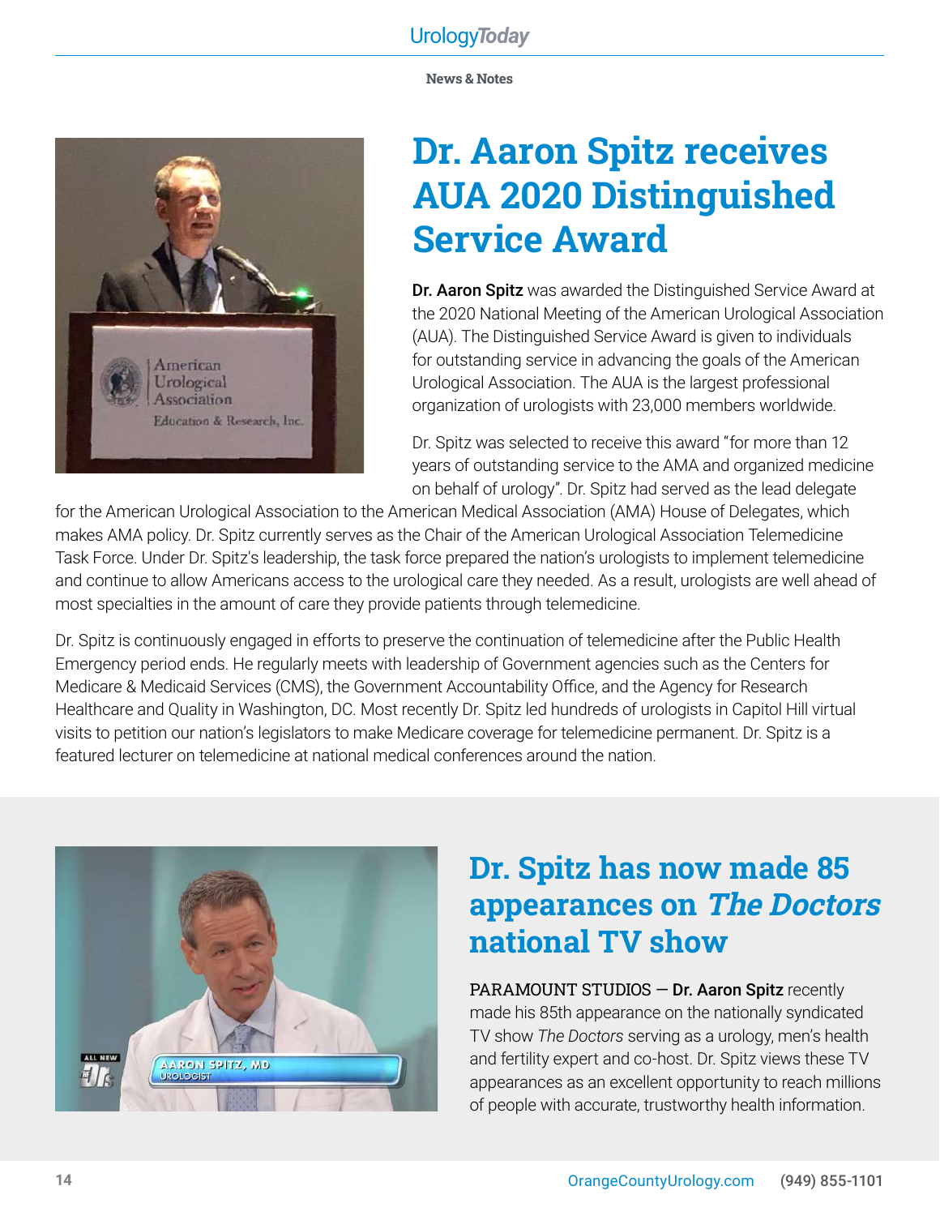News & Notes

# Dr. Aaron Spitz receives AUA 2020 Distinguished Service Award

**Dr. Aaron Spitz** was awarded the Distinguished Service Award at the 2020 National Meeting of the American Urological Association (AUA). The Distinguished Service Award is given to individuals for outstanding service in advancing the goals of the American Urological Association. The AUA is the largest professional organization of urologists with 23,000 members worldwide.

Dr. Spitz was selected to receive this award "for more than 12 years of outstanding service to the AMA and organized medicine on behalf of urology". Dr. Spitz had served as the lead delegate for the American Urological Association to the American Medical Association (AMA) House of Delegates, which makes AMA policy. Dr. Spitz currently serves as the Chair of the American Urological Association Telemedicine Task Force. Under Dr. Spitz's leadership, the task force prepared the nation's urologists to implement telemedicine and continue to allow Americans access to the urological care they needed. As a result, urologists are well ahead of most specialties in the amount of care they provide patients through telemedicine.

Dr. Spitz is continuously engaged in efforts to preserve the continuation of telemedicine after the Public Health Emergency period ends. He regularly meets with leadership of Government agencies such as the Centers for Medicare & Medicaid Services (CMS), the Government Accountability Office, and the Agency for Research Healthcare and Quality in Washington, DC. Most recently Dr. Spitz led hundreds of urologists in Capitol Hill virtual visits to petition our nation's legislators to make Medicare coverage for telemedicine permanent. Dr. Spitz is a featured lecturer on telemedicine at national medical conferences around the nation.

# Dr. Spitz has now made 85 appearances on *The Doctors* national TV show

PARAMOUNT STUDIOS — **Dr. Aaron Spitz** recently made his 85th appearance on the nationally syndicated TV show *The Doctors* serving as a urology, men's health and fertility expert and co-host. Dr. Spitz views these TV appearances as an excellent opportunity to reach millions of people with accurate, trustworthy health information.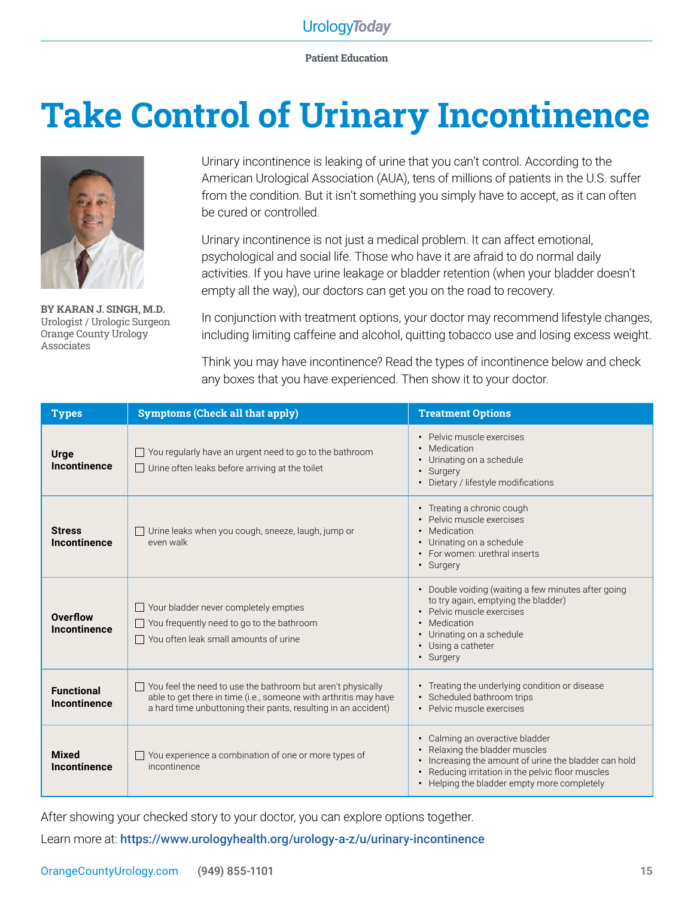Patient Education

# Take Control of Urinary Incontinence

**BY KARAN J. SINGH, M.D.**
Urologist / Urologic Surgeon
Orange County Urology Associates

Urinary incontinence is leaking of urine that you can't control. According to the American Urological Association (AUA), tens of millions of patients in the U.S. suffer from the condition. But it isn't something you simply have to accept, as it can often be cured or controlled.

Urinary incontinence is not just a medical problem. It can affect emotional, psychological and social life. Those who have it are afraid to do normal daily activities. If you have urine leakage or bladder retention (when your bladder doesn't empty all the way), our doctors can get you on the road to recovery.

In conjunction with treatment options, your doctor may recommend lifestyle changes, including limiting caffeine and alcohol, quitting tobacco use and losing excess weight.

Think you may have incontinence? Read the types of incontinence below and check any boxes that you have experienced. Then show it to your doctor.

| Types | Symptoms (Check all that apply) | Treatment Options |
|---|---|---|
| **Urge Incontinence** | ☐ You regularly have an urgent need to go to the bathroom<br>☐ Urine often leaks before arriving at the toilet | • Pelvic muscle exercises<br>• Medication<br>• Urinating on a schedule<br>• Surgery<br>• Dietary / lifestyle modifications |
| **Stress Incontinence** | ☐ Urine leaks when you cough, sneeze, laugh, jump or even walk | • Treating a chronic cough<br>• Pelvic muscle exercises<br>• Medication<br>• Urinating on a schedule<br>• For women: urethral inserts<br>• Surgery |
| **Overflow Incontinence** | ☐ Your bladder never completely empties<br>☐ You frequently need to go to the bathroom<br>☐ You often leak small amounts of urine | • Double voiding (waiting a few minutes after going to try again, emptying the bladder)<br>• Pelvic muscle exercises<br>• Medication<br>• Urinating on a schedule<br>• Using a catheter<br>• Surgery |
| **Functional Incontinence** | ☐ You feel the need to use the bathroom but aren't physically able to get there in time (i.e., someone with arthritis may have a hard time unbuttoning their pants, resulting in an accident) | • Treating the underlying condition or disease<br>• Scheduled bathroom trips<br>• Pelvic muscle exercises |
| **Mixed Incontinence** | ☐ You experience a combination of one or more types of incontinence | • Calming an overactive bladder<br>• Relaxing the bladder muscles<br>• Increasing the amount of urine the bladder can hold<br>• Reducing irritation in the pelvic floor muscles<br>• Helping the bladder empty more completely |

After showing your checked story to your doctor, you can explore options together.

Learn more at: **https://www.urologyhealth.org/urology-a-z/u/urinary-incontinence**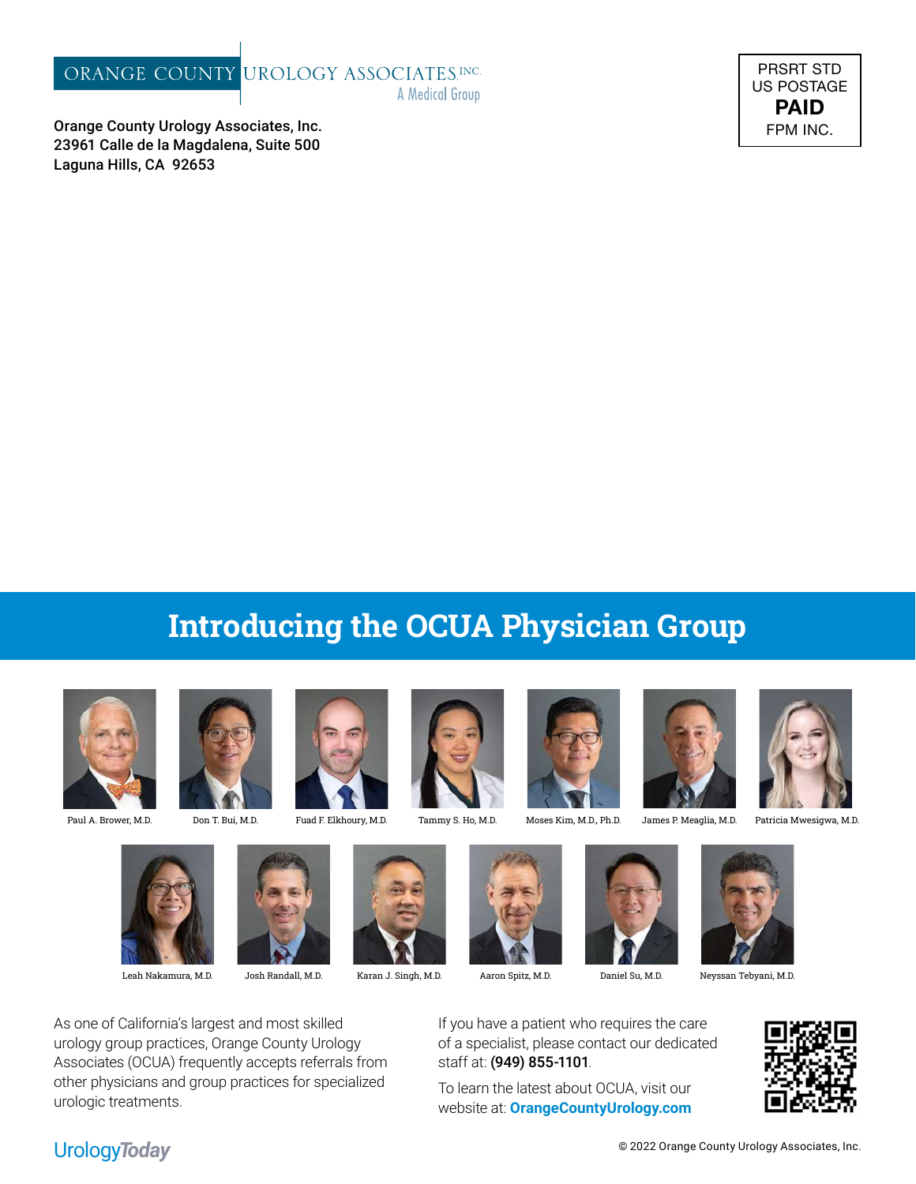ORANGE COUNTY UROLOGY ASSOCIATES, INC.
A Medical Group

Orange County Urology Associates, Inc.
23961 Calle de la Magdalena, Suite 500
Laguna Hills, CA 92653

PRSRT STD
US POSTAGE
**PAID**
FPM INC.

# Introducing the OCUA Physician Group

Paul A. Brower, M.D.

Don T. Bui, M.D.

Fuad F. Elkhoury, M.D.

Tammy S. Ho, M.D.

Moses Kim, M.D., Ph.D.

James P. Meaglia, M.D.

Patricia Mwesigwa, M.D.

Leah Nakamura, M.D.

Josh Randall, M.D.

Karan J. Singh, M.D.

Aaron Spitz, M.D.

Daniel Su, M.D.

Neyssan Tebyani, M.D.

As one of California's largest and most skilled urology group practices, Orange County Urology Associates (OCUA) frequently accepts referrals from other physicians and group practices for specialized urologic treatments.

If you have a patient who requires the care of a specialist, please contact our dedicated staff at: **(949) 855-1101**.

To learn the latest about OCUA, visit our website at: **OrangeCountyUrology.com**

UrologyToday

© 2022 Orange County Urology Associates, Inc.